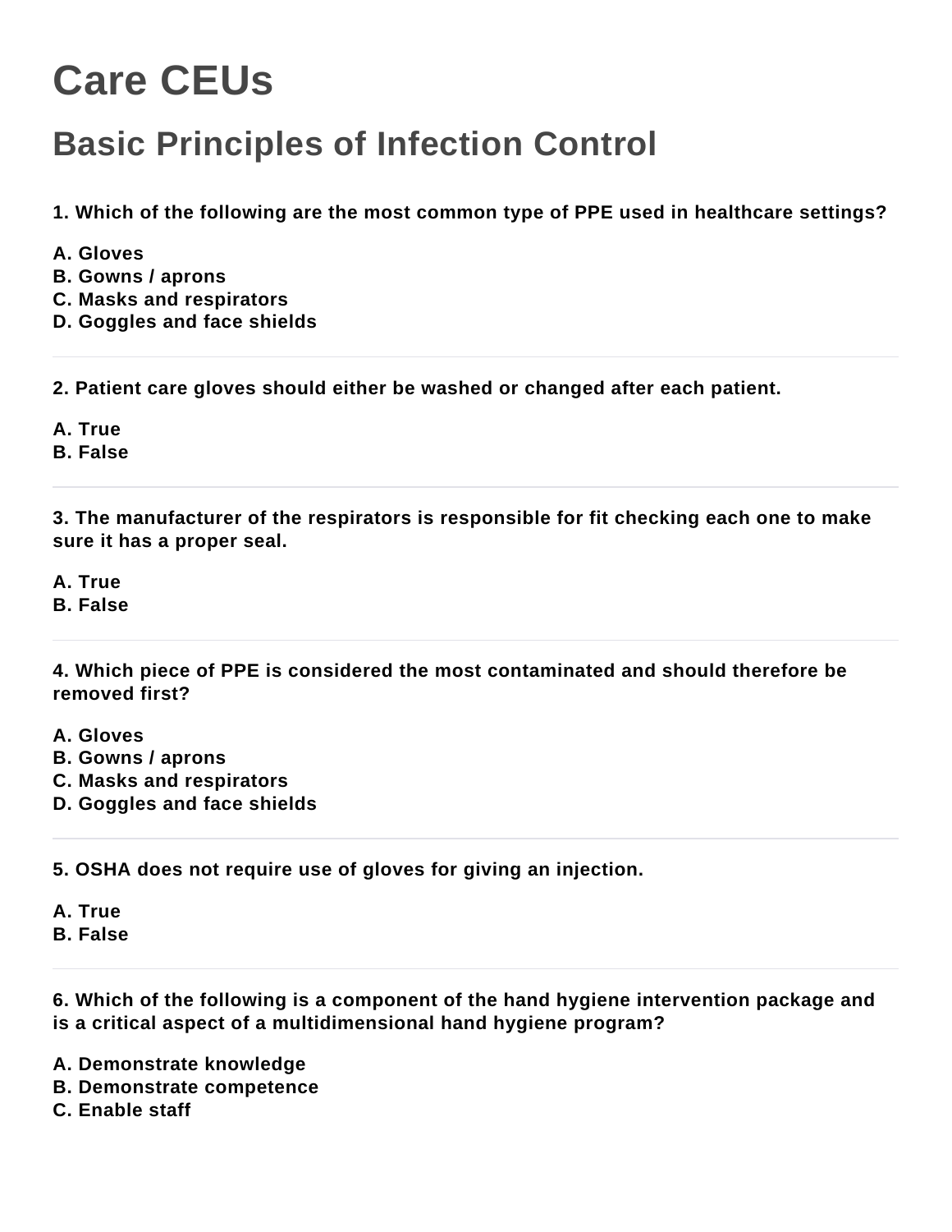# Care CEUs

## Basic Principles of Infection Control

**1. Which of the following are the most common type of PPE used in healthcare settings?**

**A. Gloves**
**B. Gowns / aprons**
**C. Masks and respirators**
**D. Goggles and face shields**

---

**2. Patient care gloves should either be washed or changed after each patient.**

**A. True**
**B. False**

---

**3. The manufacturer of the respirators is responsible for fit checking each one to make sure it has a proper seal.**

**A. True**
**B. False**

---

**4. Which piece of PPE is considered the most contaminated and should therefore be removed first?**

**A. Gloves**
**B. Gowns / aprons**
**C. Masks and respirators**
**D. Goggles and face shields**

---

**5. OSHA does not require use of gloves for giving an injection.**

**A. True**
**B. False**

---

**6. Which of the following is a component of the hand hygiene intervention package and is a critical aspect of a multidimensional hand hygiene program?**

**A. Demonstrate knowledge**
**B. Demonstrate competence**
**C. Enable staff**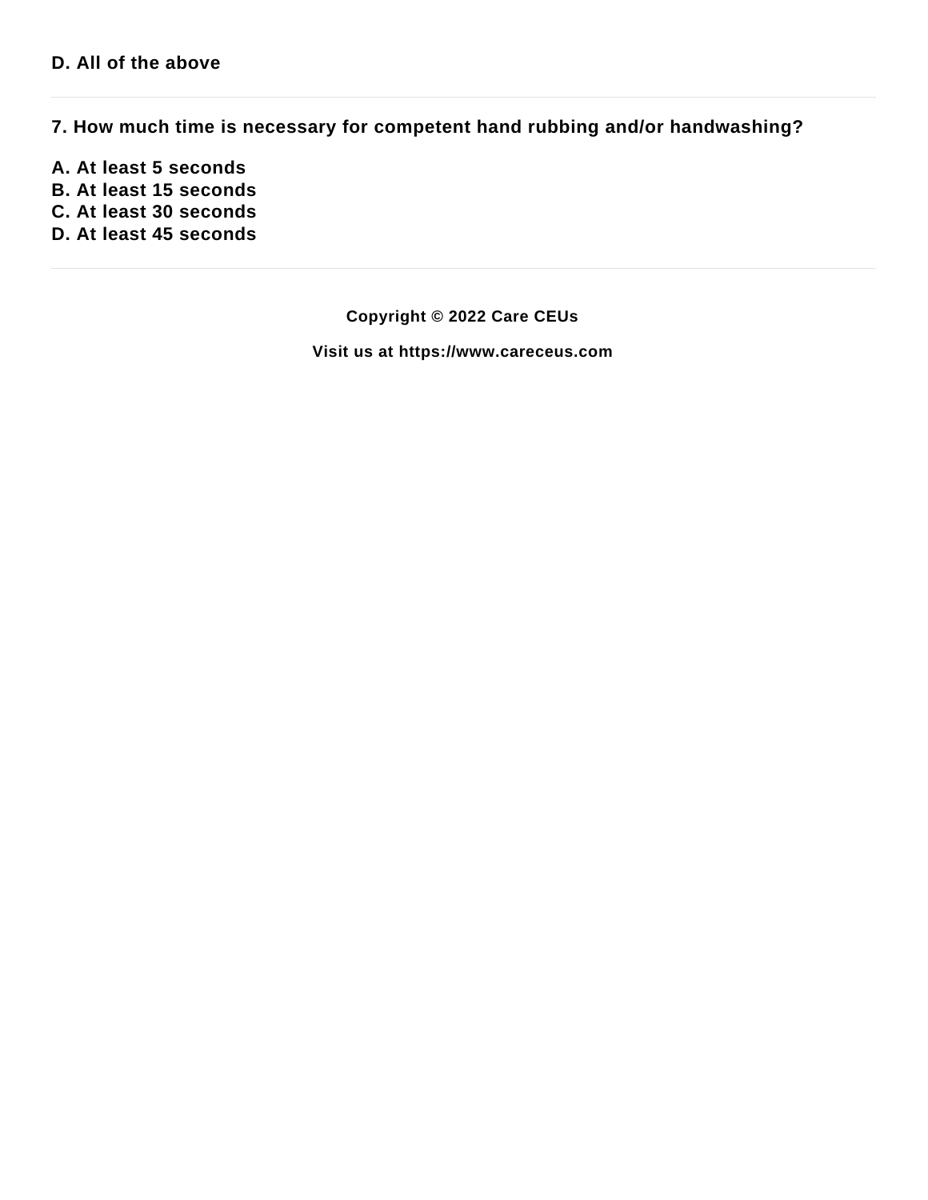**D. All of the above**

---

**7. How much time is necessary for competent hand rubbing and/or handwashing?**

**A. At least 5 seconds**
**B. At least 15 seconds**
**C. At least 30 seconds**
**D. At least 45 seconds**

---

**Copyright © 2022 Care CEUs**

**Visit us at https://www.careceus.com**